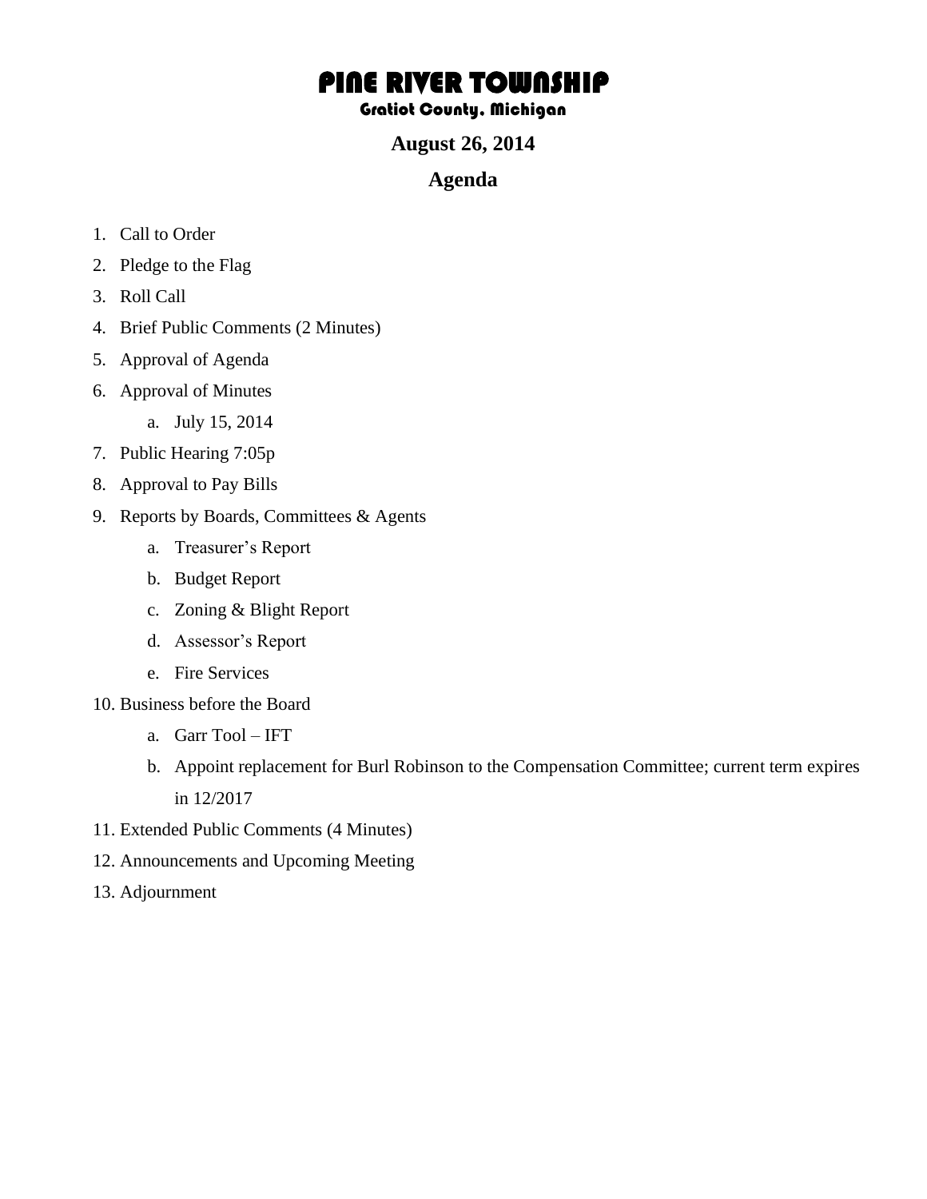# PINE RIVER TOWNSHIP

## Gratiot County, Michigan

### August 26, 2014

### Agenda

1. Call to Order
2. Pledge to the Flag
3. Roll Call
4. Brief Public Comments (2 Minutes)
5. Approval of Agenda
6. Approval of Minutes
   a. July 15, 2014
7. Public Hearing 7:05p
8. Approval to Pay Bills
9. Reports by Boards, Committees & Agents
   a. Treasurer's Report
   b. Budget Report
   c. Zoning & Blight Report
   d. Assessor's Report
   e. Fire Services
10. Business before the Board
    a. Garr Tool – IFT
    b. Appoint replacement for Burl Robinson to the Compensation Committee; current term expires in 12/2017
11. Extended Public Comments (4 Minutes)
12. Announcements and Upcoming Meeting
13. Adjournment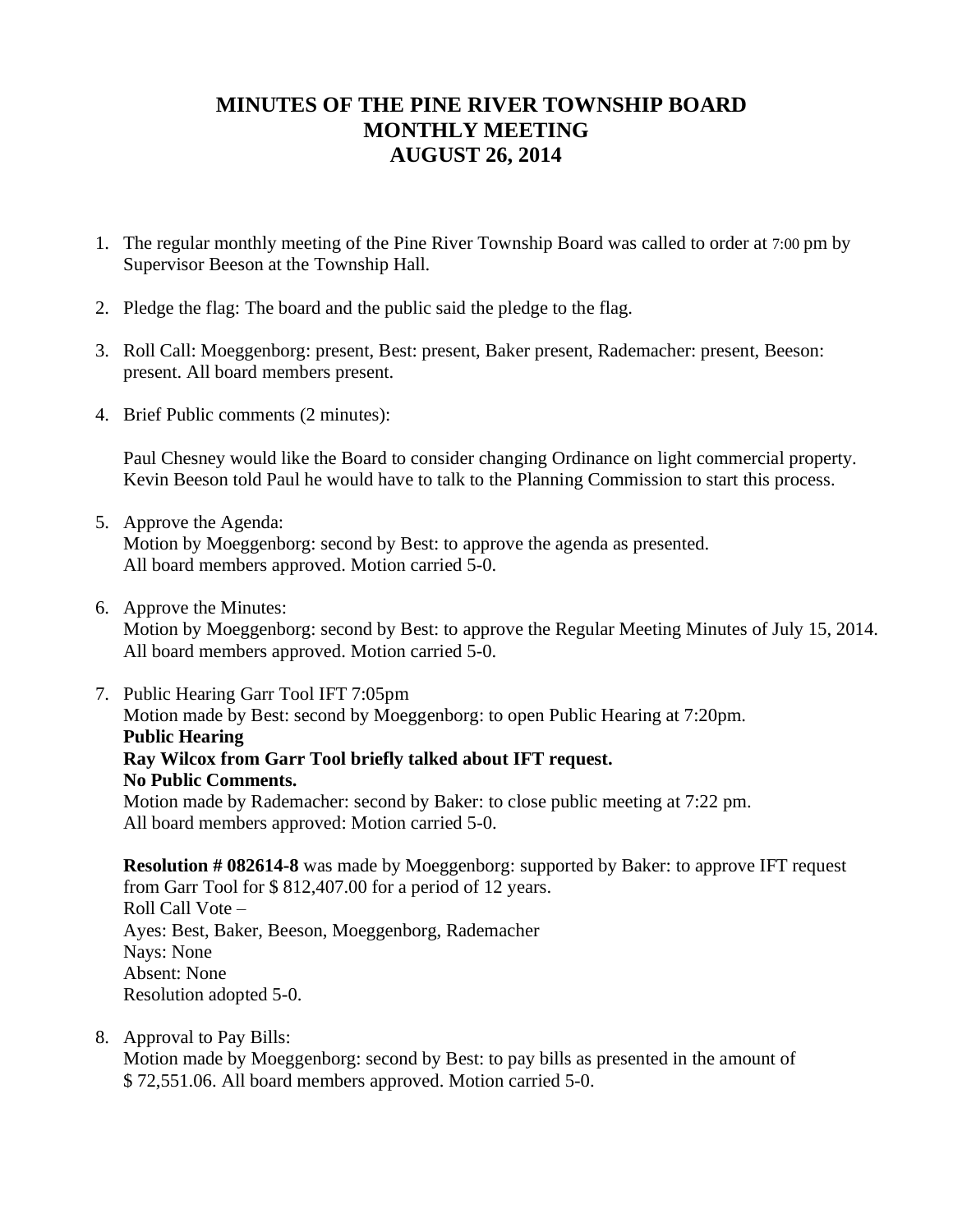# MINUTES OF THE PINE RIVER TOWNSHIP BOARD MONTHLY MEETING AUGUST 26, 2014

1. The regular monthly meeting of the Pine River Township Board was called to order at 7:00 pm by Supervisor Beeson at the Township Hall.

2. Pledge the flag: The board and the public said the pledge to the flag.

3. Roll Call: Moeggenborg: present, Best: present, Baker present, Rademacher: present, Beeson: present. All board members present.

4. Brief Public comments (2 minutes):

   Paul Chesney would like the Board to consider changing Ordinance on light commercial property. Kevin Beeson told Paul he would have to talk to the Planning Commission to start this process.

5. Approve the Agenda:
   Motion by Moeggenborg: second by Best: to approve the agenda as presented.
   All board members approved. Motion carried 5-0.

6. Approve the Minutes:
   Motion by Moeggenborg: second by Best: to approve the Regular Meeting Minutes of July 15, 2014.
   All board members approved. Motion carried 5-0.

7. Public Hearing Garr Tool IFT 7:05pm
   Motion made by Best: second by Moeggenborg: to open Public Hearing at 7:20pm.
   **Public Hearing**
   **Ray Wilcox from Garr Tool briefly talked about IFT request.**
   **No Public Comments.**
   Motion made by Rademacher: second by Baker: to close public meeting at 7:22 pm.
   All board members approved: Motion carried 5-0.

   **Resolution # 082614-8** was made by Moeggenborg: supported by Baker: to approve IFT request from Garr Tool for $ 812,407.00 for a period of 12 years.
   Roll Call Vote –
   Ayes: Best, Baker, Beeson, Moeggenborg, Rademacher
   Nays: None
   Absent: None
   Resolution adopted 5-0.

8. Approval to Pay Bills:
   Motion made by Moeggenborg: second by Best: to pay bills as presented in the amount of $ 72,551.06. All board members approved. Motion carried 5-0.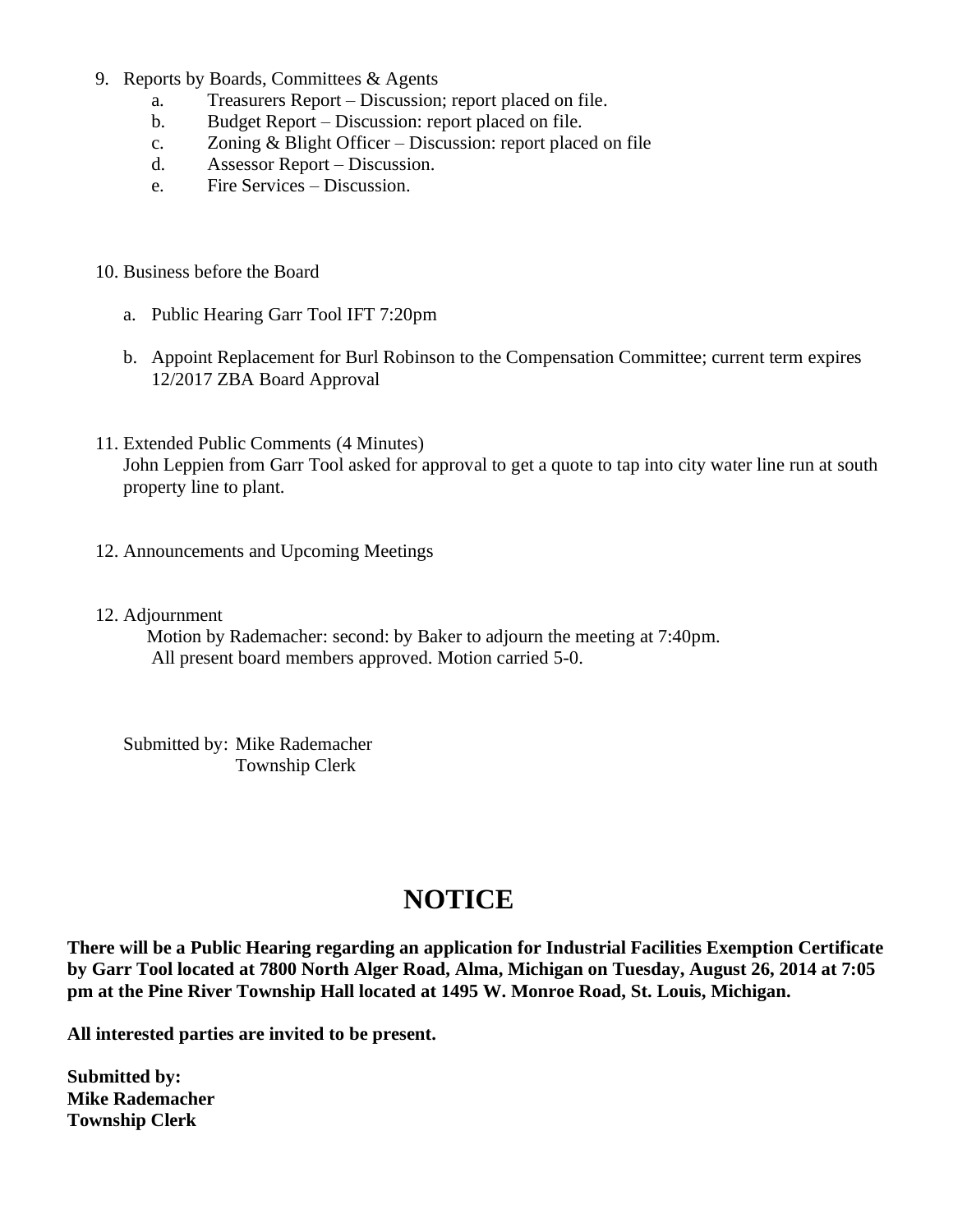9. Reports by Boards, Committees & Agents
    a. Treasurers Report – Discussion; report placed on file.
    b. Budget Report – Discussion: report placed on file.
    c. Zoning & Blight Officer – Discussion: report placed on file
    d. Assessor Report – Discussion.
    e. Fire Services – Discussion.

10. Business before the Board

    a. Public Hearing Garr Tool IFT 7:20pm

    b. Appoint Replacement for Burl Robinson to the Compensation Committee; current term expires 12/2017 ZBA Board Approval

11. Extended Public Comments (4 Minutes)
    John Leppien from Garr Tool asked for approval to get a quote to tap into city water line run at south property line to plant.

12. Announcements and Upcoming Meetings

12. Adjournment
    Motion by Rademacher: second: by Baker to adjourn the meeting at 7:40pm.
    All present board members approved. Motion carried 5-0.

Submitted by: Mike Rademacher
Township Clerk

# NOTICE

**There will be a Public Hearing regarding an application for Industrial Facilities Exemption Certificate by Garr Tool located at 7800 North Alger Road, Alma, Michigan on Tuesday, August 26, 2014 at 7:05 pm at the Pine River Township Hall located at 1495 W. Monroe Road, St. Louis, Michigan.**

**All interested parties are invited to be present.**

**Submitted by:**
**Mike Rademacher**
**Township Clerk**